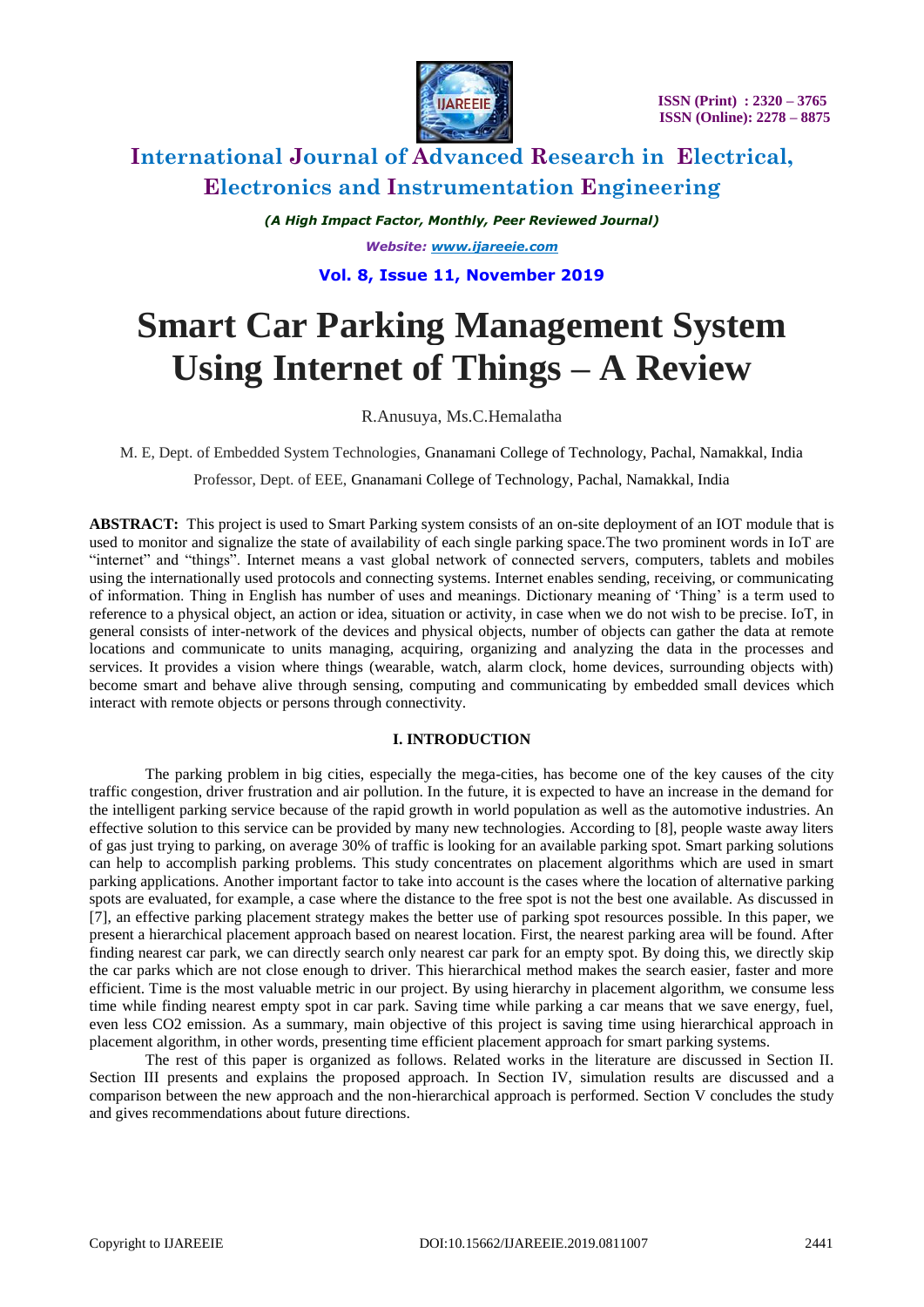# Smart Car Parking Management System Using Internet of Things – A Review

R.Anusuya, Ms.C.Hemalatha

M. E, Dept. of Embedded System Technologies, Gnanamani College of Technology, Pachal, Namakkal, India

Professor, Dept. of EEE, Gnanamani College of Technology, Pachal, Namakkal, India

**ABSTRACT:** This project is used to Smart Parking system consists of an on-site deployment of an IOT module that is used to monitor and signalize the state of availability of each single parking space.The two prominent words in IoT are "internet" and "things". Internet means a vast global network of connected servers, computers, tablets and mobiles using the internationally used protocols and connecting systems. Internet enables sending, receiving, or communicating of information. Thing in English has number of uses and meanings. Dictionary meaning of 'Thing' is a term used to reference to a physical object, an action or idea, situation or activity, in case when we do not wish to be precise. IoT, in general consists of inter-network of the devices and physical objects, number of objects can gather the data at remote locations and communicate to units managing, acquiring, organizing and analyzing the data in the processes and services. It provides a vision where things (wearable, watch, alarm clock, home devices, surrounding objects with) become smart and behave alive through sensing, computing and communicating by embedded small devices which interact with remote objects or persons through connectivity.

## I. INTRODUCTION

The parking problem in big cities, especially the mega-cities, has become one of the key causes of the city traffic congestion, driver frustration and air pollution. In the future, it is expected to have an increase in the demand for the intelligent parking service because of the rapid growth in world population as well as the automotive industries. An effective solution to this service can be provided by many new technologies. According to [8], people waste away liters of gas just trying to parking, on average 30% of traffic is looking for an available parking spot. Smart parking solutions can help to accomplish parking problems. This study concentrates on placement algorithms which are used in smart parking applications. Another important factor to take into account is the cases where the location of alternative parking spots are evaluated, for example, a case where the distance to the free spot is not the best one available. As discussed in [7], an effective parking placement strategy makes the better use of parking spot resources possible. In this paper, we present a hierarchical placement approach based on nearest location. First, the nearest parking area will be found. After finding nearest car park, we can directly search only nearest car park for an empty spot. By doing this, we directly skip the car parks which are not close enough to driver. This hierarchical method makes the search easier, faster and more efficient. Time is the most valuable metric in our project. By using hierarchy in placement algorithm, we consume less time while finding nearest empty spot in car park. Saving time while parking a car means that we save energy, fuel, even less $CO_2$ emission. As a summary, main objective of this project is saving time using hierarchical approach in placement algorithm, in other words, presenting time efficient placement approach for smart parking systems.

The rest of this paper is organized as follows. Related works in the literature are discussed in Section II. Section III presents and explains the proposed approach. In Section IV, simulation results are discussed and a comparison between the new approach and the non-hierarchical approach is performed. Section V concludes the study and gives recommendations about future directions.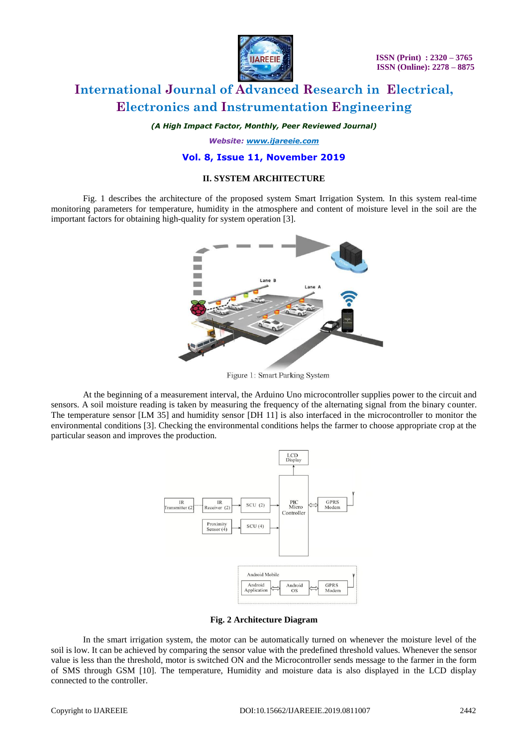## II. SYSTEM ARCHITECTURE

Fig. 1 describes the architecture of the proposed system Smart Irrigation System. In this system real-time monitoring parameters for temperature, humidity in the atmosphere and content of moisture level in the soil are the important factors for obtaining high-quality for system operation [3].

Figure 1: Smart Parking System

At the beginning of a measurement interval, the Arduino Uno microcontroller supplies power to the circuit and sensors. A soil moisture reading is taken by measuring the frequency of the alternating signal from the binary counter. The temperature sensor [LM 35] and humidity sensor [DH 11] is also interfaced in the microcontroller to monitor the environmental conditions [3]. Checking the environmental conditions helps the farmer to choose appropriate crop at the particular season and improves the production.

**Fig. 2 Architecture Diagram**

In the smart irrigation system, the motor can be automatically turned on whenever the moisture level of the soil is low. It can be achieved by comparing the sensor value with the predefined threshold values. Whenever the sensor value is less than the threshold, motor is switched ON and the Microcontroller sends message to the farmer in the form of SMS through GSM [10]. The temperature, Humidity and moisture data is also displayed in the LCD display connected to the controller.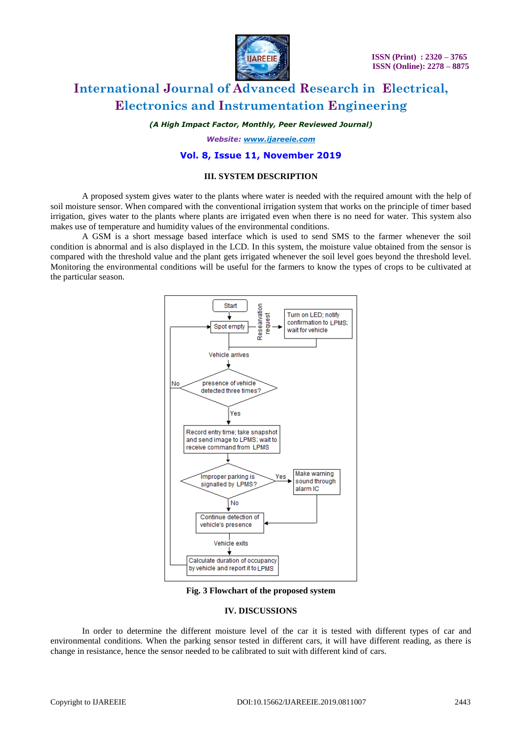## III. SYSTEM DESCRIPTION

A proposed system gives water to the plants where water is needed with the required amount with the help of soil moisture sensor. When compared with the conventional irrigation system that works on the principle of timer based irrigation, gives water to the plants where plants are irrigated even when there is no need for water. This system also makes use of temperature and humidity values of the environmental conditions.

A GSM is a short message based interface which is used to send SMS to the farmer whenever the soil condition is abnormal and is also displayed in the LCD. In this system, the moisture value obtained from the sensor is compared with the threshold value and the plant gets irrigated whenever the soil level goes beyond the threshold level. Monitoring the environmental conditions will be useful for the farmers to know the types of crops to be cultivated at the particular season.

Start → Spot empty → (Researvation request) → Turn on LED; notify confirmation to LPMS; wait for vehicle

Vehicle arrives → presence of vehicle detected three times? (No → Spot empty; Yes →)

Record entry time; take snapshot and send image to LPMS; wait to receive command from LPMS

Improper parking is signalled by LPMS? (Yes → Make warning sound through alarm IC; No →)

Continue detection of vehicle's presence

Vehicle exits

Calculate duration of occupancy by vehicle and report it to LPMS

**Fig. 3 Flowchart of the proposed system**

## IV. DISCUSSIONS

In order to determine the different moisture level of the car it is tested with different types of car and environmental conditions. When the parking sensor tested in different cars, it will have different reading, as there is change in resistance, hence the sensor needed to be calibrated to suit with different kind of cars.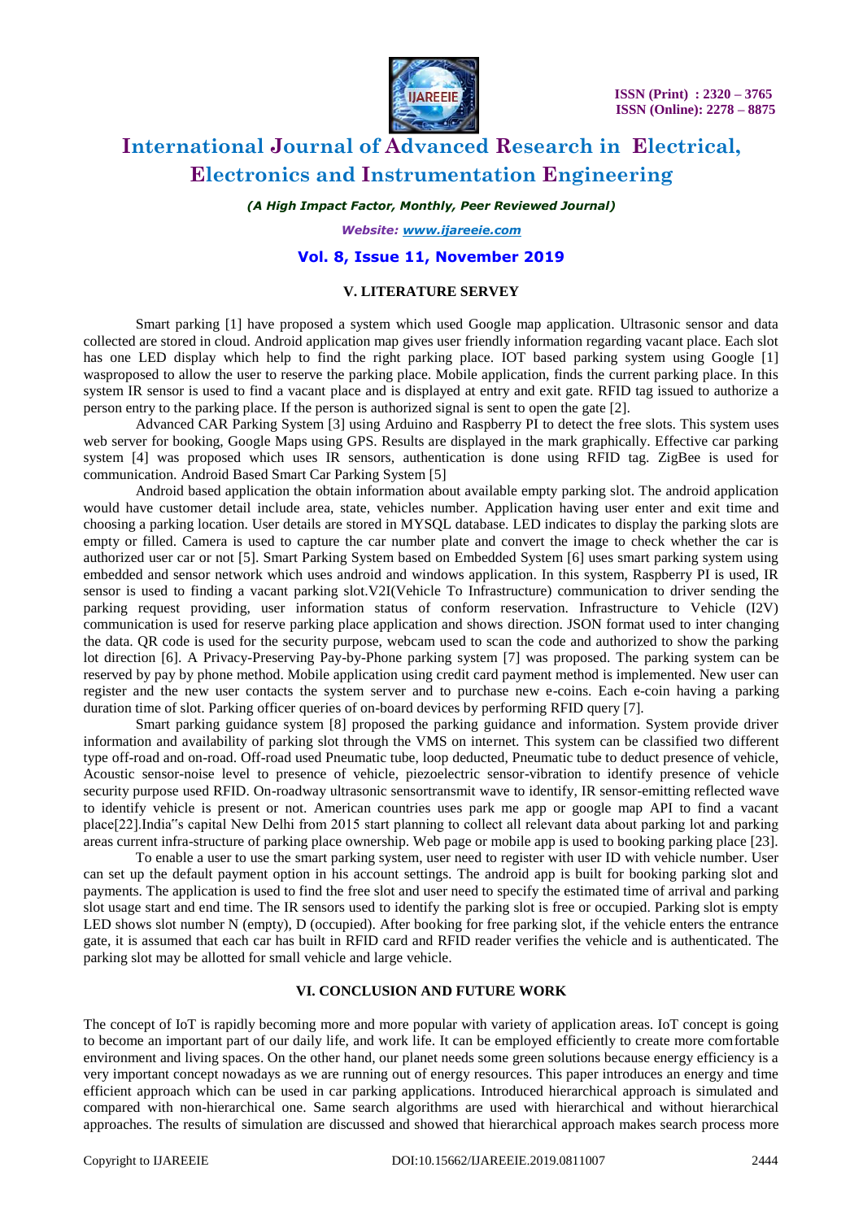## V. LITERATURE SERVEY

Smart parking [1] have proposed a system which used Google map application. Ultrasonic sensor and data collected are stored in cloud. Android application map gives user friendly information regarding vacant place. Each slot has one LED display which help to find the right parking place. IOT based parking system using Google [1] wasproposed to allow the user to reserve the parking place. Mobile application, finds the current parking place. In this system IR sensor is used to find a vacant place and is displayed at entry and exit gate. RFID tag issued to authorize a person entry to the parking place. If the person is authorized signal is sent to open the gate [2].

Advanced CAR Parking System [3] using Arduino and Raspberry PI to detect the free slots. This system uses web server for booking, Google Maps using GPS. Results are displayed in the mark graphically. Effective car parking system [4] was proposed which uses IR sensors, authentication is done using RFID tag. ZigBee is used for communication. Android Based Smart Car Parking System [5]

Android based application the obtain information about available empty parking slot. The android application would have customer detail include area, state, vehicles number. Application having user enter and exit time and choosing a parking location. User details are stored in MYSQL database. LED indicates to display the parking slots are empty or filled. Camera is used to capture the car number plate and convert the image to check whether the car is authorized user car or not [5]. Smart Parking System based on Embedded System [6] uses smart parking system using embedded and sensor network which uses android and windows application. In this system, Raspberry PI is used, IR sensor is used to finding a vacant parking slot.V2I(Vehicle To Infrastructure) communication to driver sending the parking request providing, user information status of conform reservation. Infrastructure to Vehicle (I2V) communication is used for reserve parking place application and shows direction. JSON format used to inter changing the data. QR code is used for the security purpose, webcam used to scan the code and authorized to show the parking lot direction [6]. A Privacy-Preserving Pay-by-Phone parking system [7] was proposed. The parking system can be reserved by pay by phone method. Mobile application using credit card payment method is implemented. New user can register and the new user contacts the system server and to purchase new e-coins. Each e-coin having a parking duration time of slot. Parking officer queries of on-board devices by performing RFID query [7].

Smart parking guidance system [8] proposed the parking guidance and information. System provide driver information and availability of parking slot through the VMS on internet. This system can be classified two different type off-road and on-road. Off-road used Pneumatic tube, loop deducted, Pneumatic tube to deduct presence of vehicle, Acoustic sensor-noise level to presence of vehicle, piezoelectric sensor-vibration to identify presence of vehicle security purpose used RFID. On-roadway ultrasonic sensortransmit wave to identify, IR sensor-emitting reflected wave to identify vehicle is present or not. American countries uses park me app or google map API to find a vacant place[22].India"s capital New Delhi from 2015 start planning to collect all relevant data about parking lot and parking areas current infra-structure of parking place ownership. Web page or mobile app is used to booking parking place [23].

To enable a user to use the smart parking system, user need to register with user ID with vehicle number. User can set up the default payment option in his account settings. The android app is built for booking parking slot and payments. The application is used to find the free slot and user need to specify the estimated time of arrival and parking slot usage start and end time. The IR sensors used to identify the parking slot is free or occupied. Parking slot is empty LED shows slot number N (empty), D (occupied). After booking for free parking slot, if the vehicle enters the entrance gate, it is assumed that each car has built in RFID card and RFID reader verifies the vehicle and is authenticated. The parking slot may be allotted for small vehicle and large vehicle.

## VI. CONCLUSION AND FUTURE WORK

The concept of IoT is rapidly becoming more and more popular with variety of application areas. IoT concept is going to become an important part of our daily life, and work life. It can be employed efficiently to create more comfortable environment and living spaces. On the other hand, our planet needs some green solutions because energy efficiency is a very important concept nowadays as we are running out of energy resources. This paper introduces an energy and time efficient approach which can be used in car parking applications. Introduced hierarchical approach is simulated and compared with non-hierarchical one. Same search algorithms are used with hierarchical and without hierarchical approaches. The results of simulation are discussed and showed that hierarchical approach makes search process more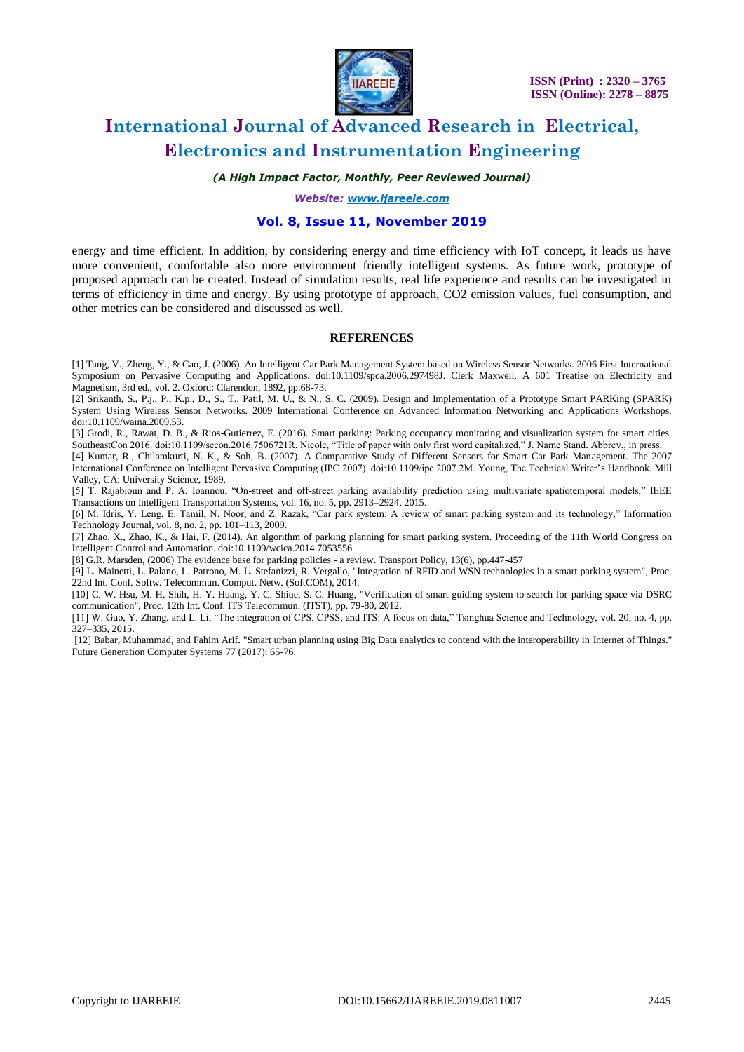energy and time efficient. In addition, by considering energy and time efficiency with IoT concept, it leads us have more convenient, comfortable also more environment friendly intelligent systems. As future work, prototype of proposed approach can be created. Instead of simulation results, real life experience and results can be investigated in terms of efficiency in time and energy. By using prototype of approach, $CO_2$ emission values, fuel consumption, and other metrics can be considered and discussed as well.

## REFERENCES

[1] Tang, V., Zheng, Y., & Cao, J. (2006). An Intelligent Car Park Management System based on Wireless Sensor Networks. 2006 First International Symposium on Pervasive Computing and Applications. doi:10.1109/spca.2006.297498J. Clerk Maxwell, A 601 Treatise on Electricity and Magnetism, 3rd ed., vol. 2. Oxford: Clarendon, 1892, pp.68-73.

[2] Srikanth, S., P.j., P., K.p., D., S., T., Patil, M. U., & N., S. C. (2009). Design and Implementation of a Prototype Smart PARKing (SPARK) System Using Wireless Sensor Networks. 2009 International Conference on Advanced Information Networking and Applications Workshops. doi:10.1109/waina.2009.53.

[3] Grodi, R., Rawat, D. B., & Rios-Gutierrez, F. (2016). Smart parking: Parking occupancy monitoring and visualization system for smart cities. SoutheastCon 2016. doi:10.1109/secon.2016.7506721R. Nicole, "Title of paper with only first word capitalized," J. Name Stand. Abbrev., in press.

[4] Kumar, R., Chilamkurti, N. K., & Soh, B. (2007). A Comparative Study of Different Sensors for Smart Car Park Management. The 2007 International Conference on Intelligent Pervasive Computing (IPC 2007). doi:10.1109/ipc.2007.2M. Young, The Technical Writer's Handbook. Mill Valley, CA: University Science, 1989.

[5] T. Rajabioun and P. A. Ioannou, "On-street and off-street parking availability prediction using multivariate spatiotemporal models," IEEE Transactions on Intelligent Transportation Systems, vol. 16, no. 5, pp. 2913–2924, 2015.

[6] M. Idris, Y. Leng, E. Tamil, N. Noor, and Z. Razak, "Car park system: A review of smart parking system and its technology," Information Technology Journal, vol. 8, no. 2, pp. 101–113, 2009.

[7] Zhao, X., Zhao, K., & Hai, F. (2014). An algorithm of parking planning for smart parking system. Proceeding of the 11th World Congress on Intelligent Control and Automation. doi:10.1109/wcica.2014.7053556

[8] G.R. Marsden, (2006) The evidence base for parking policies - a review. Transport Policy, 13(6), pp.447-457

[9] L. Mainetti, L. Palano, L. Patrono, M. L. Stefanizzi, R. Vergallo, "Integration of RFID and WSN technologies in a smart parking system", Proc. 22nd Int. Conf. Softw. Telecommun. Comput. Netw. (SoftCOM), 2014.

[10] C. W. Hsu, M. H. Shih, H. Y. Huang, Y. C. Shiue, S. C. Huang, "Verification of smart guiding system to search for parking space via DSRC communication", Proc. 12th Int. Conf. ITS Telecommun. (ITST), pp. 79-80, 2012.

[11] W. Guo, Y. Zhang, and L. Li, "The integration of CPS, CPSS, and ITS: A focus on data," Tsinghua Science and Technology, vol. 20, no. 4, pp. 327–335, 2015.

[12] Babar, Muhammad, and Fahim Arif. "Smart urban planning using Big Data analytics to contend with the interoperability in Internet of Things." Future Generation Computer Systems 77 (2017): 65-76.